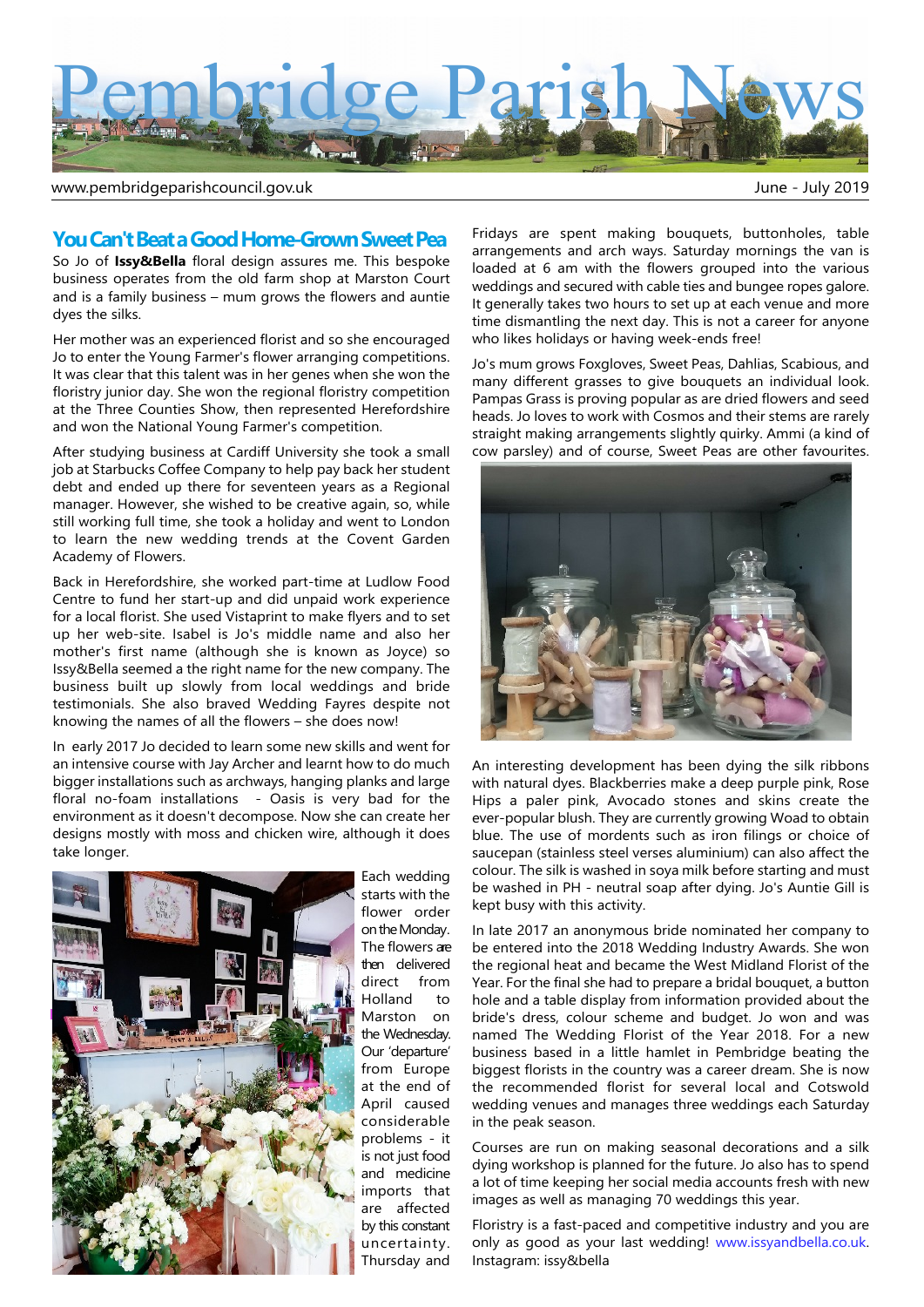# Pembridge Parish News

www.pembridgeparishcouncil.gov.uk — June - July 2019

## You Can't Beat a Good Home-Grown Sweet Pea

So Jo of **Issy&Bella** floral design assures me. This bespoke business operates from the old farm shop at Marston Court and is a family business – mum grows the flowers and auntie dyes the silks.

Her mother was an experienced florist and so she encouraged Jo to enter the Young Farmer's flower arranging competitions. It was clear that this talent was in her genes when she won the floristry junior day. She won the regional floristry competition at the Three Counties Show, then represented Herefordshire and won the National Young Farmer's competition.

After studying business at Cardiff University she took a small job at Starbucks Coffee Company to help pay back her student debt and ended up there for seventeen years as a Regional manager. However, she wished to be creative again, so, while still working full time, she took a holiday and went to London to learn the new wedding trends at the Covent Garden Academy of Flowers.

Back in Herefordshire, she worked part-time at Ludlow Food Centre to fund her start-up and did unpaid work experience for a local florist. She used Vistaprint to make flyers and to set up her web-site. Isabel is Jo's middle name and also her mother's first name (although she is known as Joyce) so Issy&Bella seemed a the right name for the new company. The business built up slowly from local weddings and bride testimonials. She also braved Wedding Fayres despite not knowing the names of all the flowers – she does now!

In early 2017 Jo decided to learn some new skills and went for an intensive course with Jay Archer and learnt how to do much bigger installations such as archways, hanging planks and large floral no-foam installations - Oasis is very bad for the environment as it doesn't decompose. Now she can create her designs mostly with moss and chicken wire, although it does take longer.

Each wedding starts with the flower order on the Monday. The flowers are then delivered direct from Holland to Marston on the Wednesday. Our 'departure' from Europe at the end of April caused considerable problems - it is not just food and medicine imports that are affected by this constant uncertainty. Thursday and Fridays are spent making bouquets, buttonholes, table arrangements and arch ways. Saturday mornings the van is loaded at 6 am with the flowers grouped into the various weddings and secured with cable ties and bungee ropes galore. It generally takes two hours to set up at each venue and more time dismantling the next day. This is not a career for anyone who likes holidays or having week-ends free!

Jo's mum grows Foxgloves, Sweet Peas, Dahlias, Scabious, and many different grasses to give bouquets an individual look. Pampas Grass is proving popular as are dried flowers and seed heads. Jo loves to work with Cosmos and their stems are rarely straight making arrangements slightly quirky. Ammi (a kind of cow parsley) and of course, Sweet Peas are other favourites.

An interesting development has been dying the silk ribbons with natural dyes. Blackberries make a deep purple pink, Rose Hips a paler pink, Avocado stones and skins create the ever-popular blush. They are currently growing Woad to obtain blue. The use of mordents such as iron filings or choice of saucepan (stainless steel verses aluminium) can also affect the colour. The silk is washed in soya milk before starting and must be washed in PH - neutral soap after dying. Jo's Auntie Gill is kept busy with this activity.

In late 2017 an anonymous bride nominated her company to be entered into the 2018 Wedding Industry Awards. She won the regional heat and became the West Midland Florist of the Year. For the final she had to prepare a bridal bouquet, a button hole and a table display from information provided about the bride's dress, colour scheme and budget. Jo won and was named The Wedding Florist of the Year 2018. For a new business based in a little hamlet in Pembridge beating the biggest florists in the country was a career dream. She is now the recommended florist for several local and Cotswold wedding venues and manages three weddings each Saturday in the peak season.

Courses are run on making seasonal decorations and a silk dying workshop is planned for the future. Jo also has to spend a lot of time keeping her social media accounts fresh with new images as well as managing 70 weddings this year.

Floristry is a fast-paced and competitive industry and you are only as good as your last wedding! www.issyandbella.co.uk. Instagram: issy&bella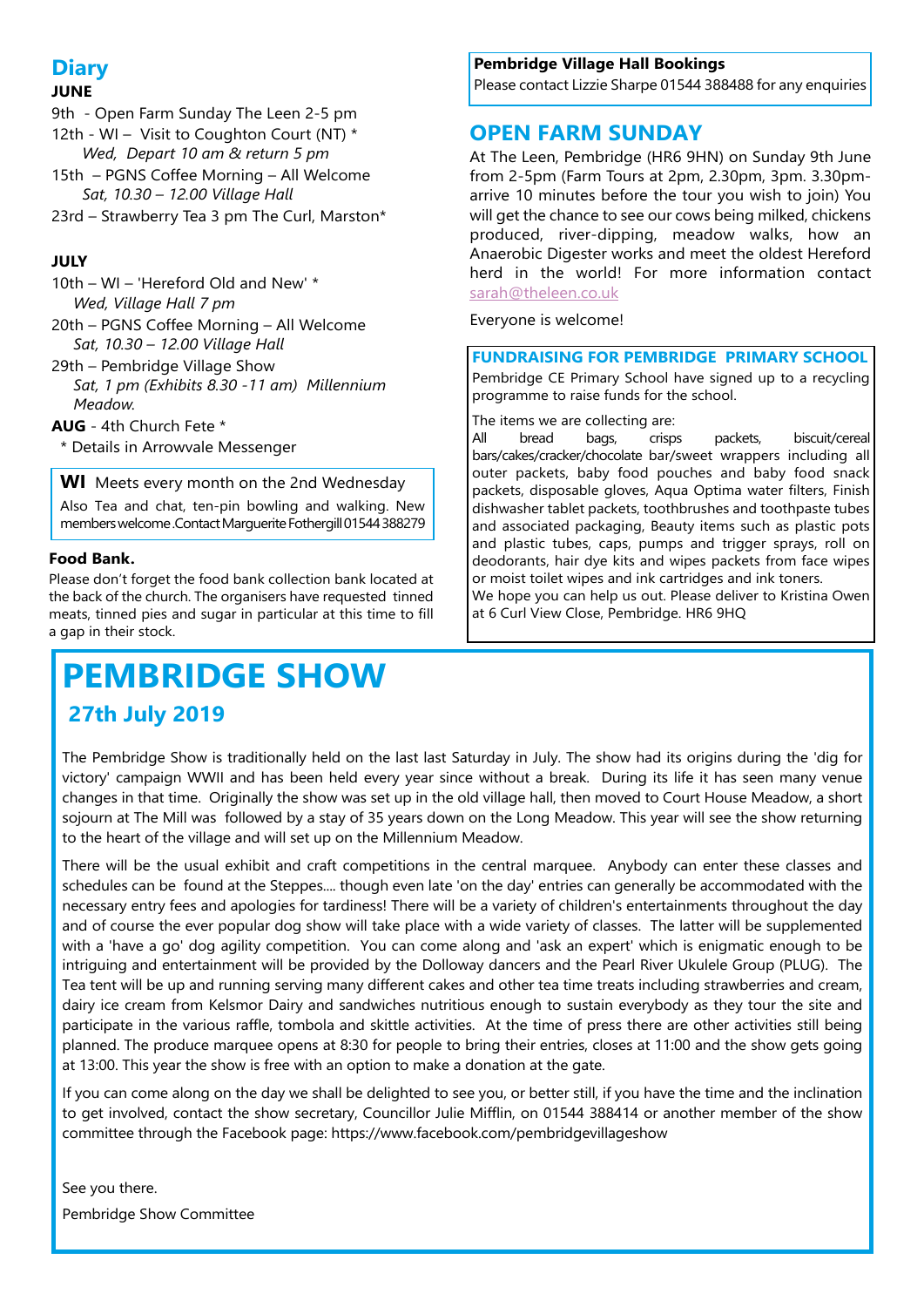## Diary

### JUNE

9th - Open Farm Sunday The Leen 2-5 pm

12th - WI – Visit to Coughton Court (NT) *
*Wed, Depart 10 am & return 5 pm*

15th – PGNS Coffee Morning – All Welcome
*Sat, 10.30 – 12.00 Village Hall*

23rd – Strawberry Tea 3 pm The Curl, Marston*

### JULY

10th – WI – 'Hereford Old and New' *
*Wed, Village Hall 7 pm*

20th – PGNS Coffee Morning – All Welcome
*Sat, 10.30 – 12.00 Village Hall*

29th – Pembridge Village Show
*Sat, 1 pm (Exhibits 8.30 -11 am) Millennium Meadow.*

**AUG** - 4th Church Fete *

* Details in Arrowvale Messenger

**WI** Meets every month on the 2nd Wednesday

Also Tea and chat, ten-pin bowling and walking. New members welcome .Contact Marguerite Fothergill 01544 388279

**Food Bank.**

Please don't forget the food bank collection bank located at the back of the church. The organisers have requested tinned meats, tinned pies and sugar in particular at this time to fill a gap in their stock.

**Pembridge Village Hall Bookings**

Please contact Lizzie Sharpe 01544 388488 for any enquiries

## OPEN FARM SUNDAY

At The Leen, Pembridge (HR6 9HN) on Sunday 9th June from 2-5pm (Farm Tours at 2pm, 2.30pm, 3pm. 3.30pm- arrive 10 minutes before the tour you wish to join) You will get the chance to see our cows being milked, chickens produced, river-dipping, meadow walks, how an Anaerobic Digester works and meet the oldest Hereford herd in the world! For more information contact sarah@theleen.co.uk

Everyone is welcome!

**FUNDRAISING FOR PEMBRIDGE PRIMARY SCHOOL**

Pembridge CE Primary School have signed up to a recycling programme to raise funds for the school.

The items we are collecting are:
All bread bags, crisps packets, biscuit/cereal bars/cakes/cracker/chocolate bar/sweet wrappers including all outer packets, baby food pouches and baby food snack packets, disposable gloves, Aqua Optima water filters, Finish dishwasher tablet packets, toothbrushes and toothpaste tubes and associated packaging, Beauty items such as plastic pots and plastic tubes, caps, pumps and trigger sprays, roll on deodorants, hair dye kits and wipes packets from face wipes or moist toilet wipes and ink cartridges and ink toners.
We hope you can help us out. Please deliver to Kristina Owen at 6 Curl View Close, Pembridge. HR6 9HQ

# PEMBRIDGE SHOW

## 27th July 2019

The Pembridge Show is traditionally held on the last last Saturday in July. The show had its origins during the 'dig for victory' campaign WWII and has been held every year since without a break. During its life it has seen many venue changes in that time. Originally the show was set up in the old village hall, then moved to Court House Meadow, a short sojourn at The Mill was followed by a stay of 35 years down on the Long Meadow. This year will see the show returning to the heart of the village and will set up on the Millennium Meadow.

There will be the usual exhibit and craft competitions in the central marquee. Anybody can enter these classes and schedules can be found at the Steppes.... though even late 'on the day' entries can generally be accommodated with the necessary entry fees and apologies for tardiness! There will be a variety of children's entertainments throughout the day and of course the ever popular dog show will take place with a wide variety of classes. The latter will be supplemented with a 'have a go' dog agility competition. You can come along and 'ask an expert' which is enigmatic enough to be intriguing and entertainment will be provided by the Dolloway dancers and the Pearl River Ukulele Group (PLUG). The Tea tent will be up and running serving many different cakes and other tea time treats including strawberries and cream, dairy ice cream from Kelsmor Dairy and sandwiches nutritious enough to sustain everybody as they tour the site and participate in the various raffle, tombola and skittle activities. At the time of press there are other activities still being planned. The produce marquee opens at 8:30 for people to bring their entries, closes at 11:00 and the show gets going at 13:00. This year the show is free with an option to make a donation at the gate.

If you can come along on the day we shall be delighted to see you, or better still, if you have the time and the inclination to get involved, contact the show secretary, Councillor Julie Mifflin, on 01544 388414 or another member of the show committee through the Facebook page: https://www.facebook.com/pembridgevillageshow

See you there.

Pembridge Show Committee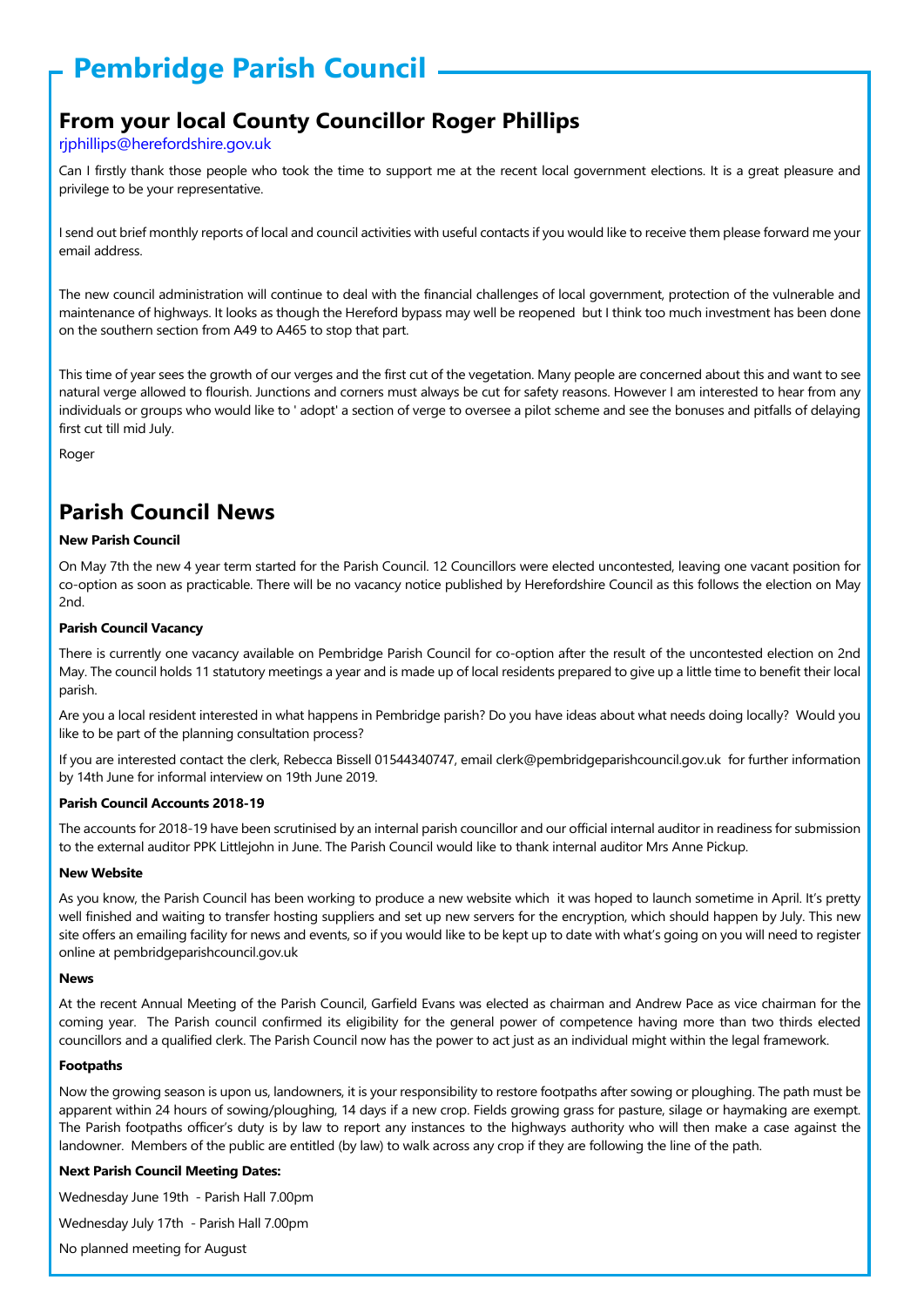# Pembridge Parish Council

## From your local County Councillor Roger Phillips

rjphillips@herefordshire.gov.uk

Can I firstly thank those people who took the time to support me at the recent local government elections. It is a great pleasure and privilege to be your representative.

I send out brief monthly reports of local and council activities with useful contacts if you would like to receive them please forward me your email address.

The new council administration will continue to deal with the financial challenges of local government, protection of the vulnerable and maintenance of highways. It looks as though the Hereford bypass may well be reopened but I think too much investment has been done on the southern section from A49 to A465 to stop that part.

This time of year sees the growth of our verges and the first cut of the vegetation. Many people are concerned about this and want to see natural verge allowed to flourish. Junctions and corners must always be cut for safety reasons. However I am interested to hear from any individuals or groups who would like to ' adopt' a section of verge to oversee a pilot scheme and see the bonuses and pitfalls of delaying first cut till mid July.

Roger

## Parish Council News

**New Parish Council**

On May 7th the new 4 year term started for the Parish Council. 12 Councillors were elected uncontested, leaving one vacant position for co-option as soon as practicable. There will be no vacancy notice published by Herefordshire Council as this follows the election on May 2nd.

**Parish Council Vacancy**

There is currently one vacancy available on Pembridge Parish Council for co-option after the result of the uncontested election on 2nd May. The council holds 11 statutory meetings a year and is made up of local residents prepared to give up a little time to benefit their local parish.

Are you a local resident interested in what happens in Pembridge parish? Do you have ideas about what needs doing locally? Would you like to be part of the planning consultation process?

If you are interested contact the clerk, Rebecca Bissell 01544340747, email clerk@pembridgeparishcouncil.gov.uk for further information by 14th June for informal interview on 19th June 2019.

**Parish Council Accounts 2018-19**

The accounts for 2018-19 have been scrutinised by an internal parish councillor and our official internal auditor in readiness for submission to the external auditor PPK Littlejohn in June. The Parish Council would like to thank internal auditor Mrs Anne Pickup.

**New Website**

As you know, the Parish Council has been working to produce a new website which it was hoped to launch sometime in April. It's pretty well finished and waiting to transfer hosting suppliers and set up new servers for the encryption, which should happen by July. This new site offers an emailing facility for news and events, so if you would like to be kept up to date with what's going on you will need to register online at pembridgeparishcouncil.gov.uk

**News**

At the recent Annual Meeting of the Parish Council, Garfield Evans was elected as chairman and Andrew Pace as vice chairman for the coming year. The Parish council confirmed its eligibility for the general power of competence having more than two thirds elected councillors and a qualified clerk. The Parish Council now has the power to act just as an individual might within the legal framework.

**Footpaths**

Now the growing season is upon us, landowners, it is your responsibility to restore footpaths after sowing or ploughing. The path must be apparent within 24 hours of sowing/ploughing, 14 days if a new crop. Fields growing grass for pasture, silage or haymaking are exempt. The Parish footpaths officer's duty is by law to report any instances to the highways authority who will then make a case against the landowner. Members of the public are entitled (by law) to walk across any crop if they are following the line of the path.

**Next Parish Council Meeting Dates:**

Wednesday June 19th - Parish Hall 7.00pm

Wednesday July 17th - Parish Hall 7.00pm

No planned meeting for August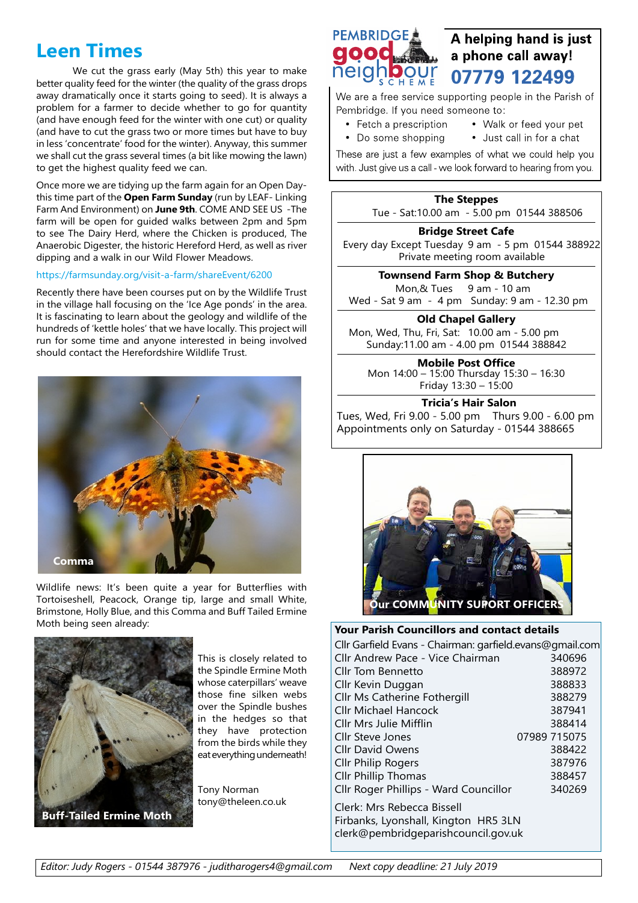## Leen Times

We cut the grass early (May 5th) this year to make better quality feed for the winter (the quality of the grass drops away dramatically once it starts going to seed). It is always a problem for a farmer to decide whether to go for quantity (and have enough feed for the winter with one cut) or quality (and have to cut the grass two or more times but have to buy in less 'concentrate' food for the winter). Anyway, this summer we shall cut the grass several times (a bit like mowing the lawn) to get the highest quality feed we can.

Once more we are tidying up the farm again for an Open Day- this time part of the **Open Farm Sunday** (run by LEAF- Linking Farm And Environment) on **June 9th**. COME AND SEE US -The farm will be open for guided walks between 2pm and 5pm to see The Dairy Herd, where the Chicken is produced, The Anaerobic Digester, the historic Hereford Herd, as well as river dipping and a walk in our Wild Flower Meadows.

https://farmsunday.org/visit-a-farm/shareEvent/6200

Recently there have been courses put on by the Wildlife Trust in the village hall focusing on the 'Ice Age ponds' in the area. It is fascinating to learn about the geology and wildlife of the hundreds of 'kettle holes' that we have locally. This project will run for some time and anyone interested in being involved should contact the Herefordshire Wildlife Trust.

Comma

Wildlife news: It's been quite a year for Butterflies with Tortoiseshell, Peacock, Orange tip, large and small White, Brimstone, Holly Blue, and this Comma and Buff Tailed Ermine Moth being seen already:

Buff-Tailed Ermine Moth

This is closely related to the Spindle Ermine Moth whose caterpillars' weave those fine silken webs over the Spindle bushes in the hedges so that they have protection from the birds while they eat everything underneath!

Tony Norman
tony@theleen.co.uk

---

**PEMBRIDGE good neighbour SCHEME**

**A helping hand is just a phone call away!**

**07779 122499**

We are a free service supporting people in the Parish of Pembridge. If you need someone to:

- Fetch a prescription
- Do some shopping
- Walk or feed your pet
- Just call in for a chat

These are just a few examples of what we could help you with. Just give us a call - we look forward to hearing from you.

---

**The Steppes**
Tue - Sat:10.00 am - 5.00 pm 01544 388506

**Bridge Street Cafe**
Every day Except Tuesday 9 am - 5 pm 01544 388922
Private meeting room available

**Townsend Farm Shop & Butchery**
Mon,& Tues 9 am - 10 am
Wed - Sat 9 am - 4 pm Sunday: 9 am - 12.30 pm

**Old Chapel Gallery**
Mon, Wed, Thu, Fri, Sat: 10.00 am - 5.00 pm
Sunday:11.00 am - 4.00 pm 01544 388842

**Mobile Post Office**
Mon 14:00 – 15:00 Thursday 15:30 – 16:30
Friday 13:30 – 15:00

**Tricia's Hair Salon**
Tues, Wed, Fri 9.00 - 5.00 pm Thurs 9.00 - 6.00 pm
Appointments only on Saturday - 01544 388665

---

Our COMMUNITY SUPORT OFFICERS

---

**Your Parish Councillors and contact details**

| | |
|---|---|
| Cllr Garfield Evans - Chairman: garfield.evans@gmail.com | |
| Cllr Andrew Pace - Vice Chairman | 340696 |
| Cllr Tom Bennetto | 388972 |
| Cllr Kevin Duggan | 388833 |
| Cllr Ms Catherine Fothergill | 388279 |
| Cllr Michael Hancock | 387941 |
| Cllr Mrs Julie Mifflin | 388414 |
| Cllr Steve Jones | 07989 715075 |
| Cllr David Owens | 388422 |
| Cllr Philip Rogers | 387976 |
| Cllr Phillip Thomas | 388457 |
| Cllr Roger Phillips - Ward Councillor | 340269 |

Clerk: Mrs Rebecca Bissell
Firbanks, Lyonshall, Kington HR5 3LN
clerk@pembridgeparishcouncil.gov.uk

---

*Editor: Judy Rogers - 01544 387976 - juditharogers4@gmail.com* *Next copy deadline: 21 July 2019*